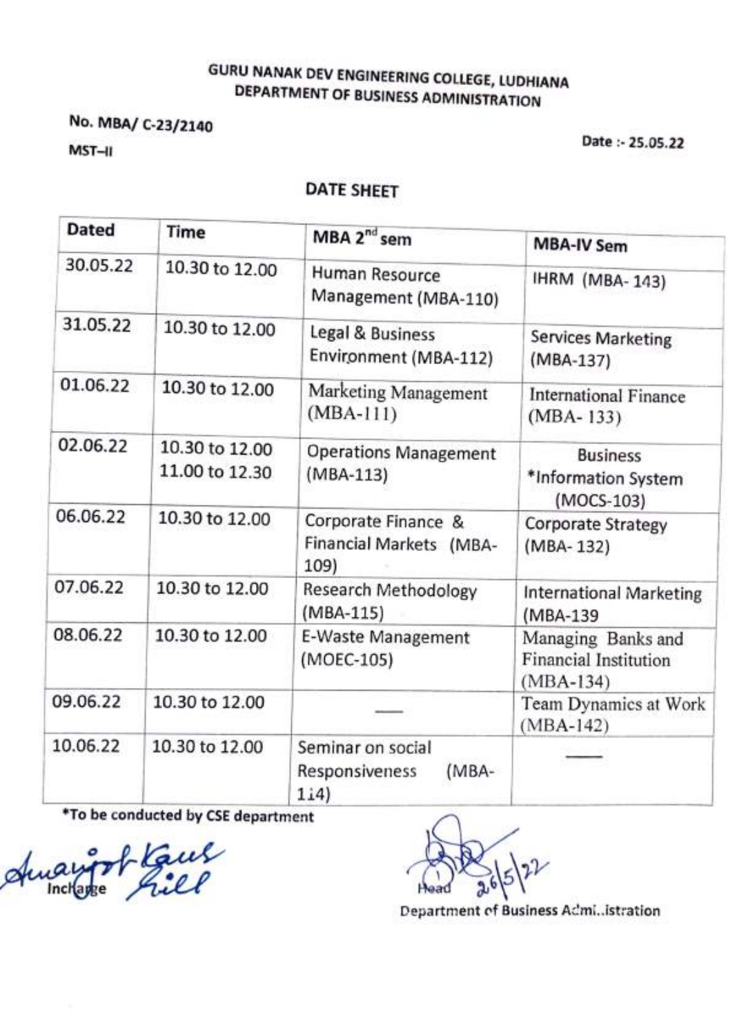**GURU NANAK DEV ENGINEERING COLLEGE, LUDHIANA**
**DEPARTMENT OF BUSINESS ADMINISTRATION**

**No. MBA/ C-23/2140**

**MST–II**

**Date :- 25.05.22**

## DATE SHEET

| Dated | Time | MBA 2nd sem | MBA-IV Sem |
|---|---|---|---|
| 30.05.22 | 10.30 to 12.00 | Human Resource Management (MBA-110) | IHRM (MBA- 143) |
| 31.05.22 | 10.30 to 12.00 | Legal & Business Environment (MBA-112) | Services Marketing (MBA-137) |
| 01.06.22 | 10.30 to 12.00 | Marketing Management (MBA-111) | International Finance (MBA- 133) |
| 02.06.22 | 10.30 to 12.00<br>11.00 to 12.30 | Operations Management (MBA-113) | Business *Information System (MOCS-103) |
| 06.06.22 | 10.30 to 12.00 | Corporate Finance & Financial Markets (MBA-109) | Corporate Strategy (MBA- 132) |
| 07.06.22 | 10.30 to 12.00 | Research Methodology (MBA-115) | International Marketing (MBA-139 |
| 08.06.22 | 10.30 to 12.00 | E-Waste Management (MOEC-105) | Managing Banks and Financial Institution (MBA-134) |
| 09.06.22 | 10.30 to 12.00 | ---- | Team Dynamics at Work (MBA-142) |
| 10.06.22 | 10.30 to 12.00 | Seminar on social Responsiveness (MBA-114) | ---- |

*To be conducted by CSE department

Incharge

Head 26/5/22
Department of Business Administration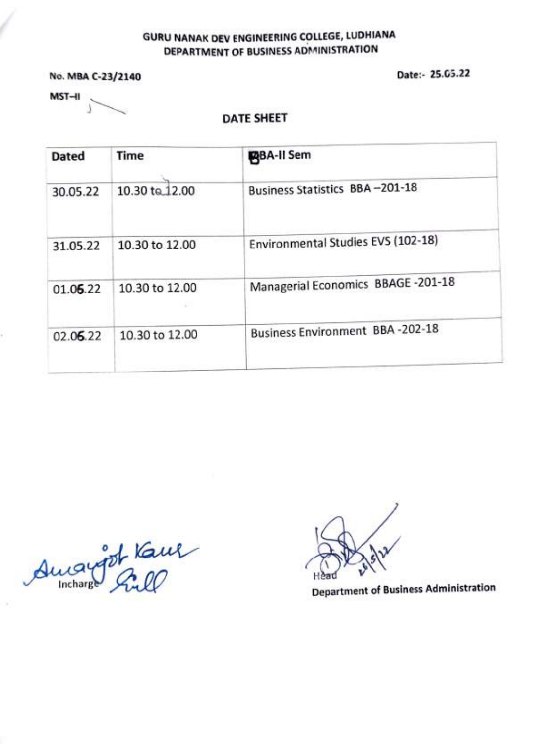**GURU NANAK DEV ENGINEERING COLLEGE, LUDHIANA**
**DEPARTMENT OF BUSINESS ADMINISTRATION**

No. MBA C-23/2140 Date:- 25.05.22

MST–II

## DATE SHEET

| Dated | Time | BBA-II Sem |
|---|---|---|
| 30.05.22 | 10.30 to 12.00 | Business Statistics BBA –201-18 |
| 31.05.22 | 10.30 to 12.00 | Environmental Studies EVS (102-18) |
| 01.06.22 | 10.30 to 12.00 | Managerial Economics BBAGE -201-18 |
| 02.06.22 | 10.30 to 12.00 | Business Environment BBA -202-18 |

Amarjot Kaur Gill
Incharge

26/5/22
Head
Department of Business Administration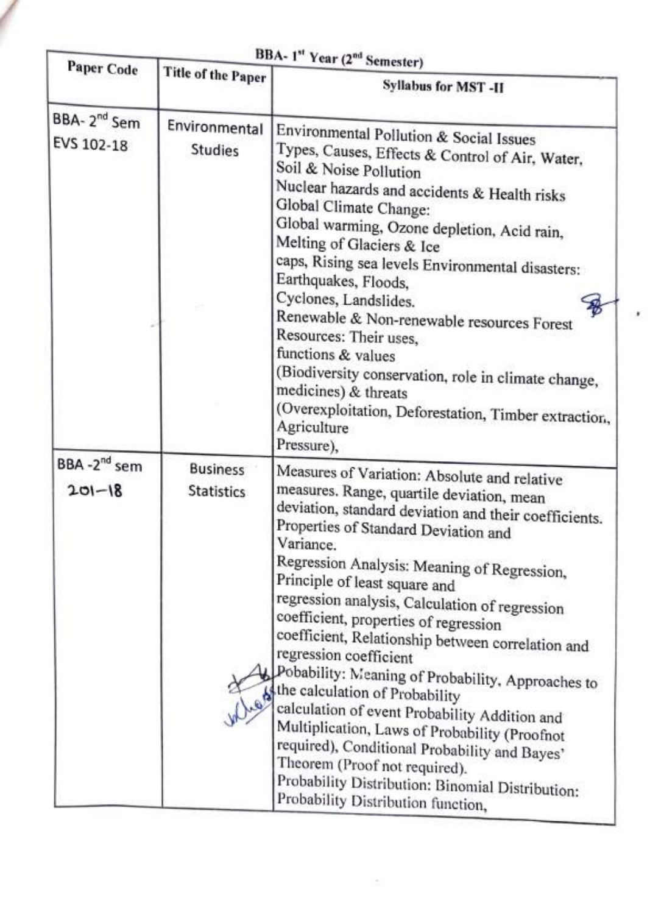BBA- 1st Year (2nd Semester)

| Paper Code | Title of the Paper | Syllabus for MST -II |
|---|---|---|
| BBA- 2nd Sem EVS 102-18 | Environmental Studies | Environmental Pollution & Social Issues Types, Causes, Effects & Control of Air, Water, Soil & Noise Pollution Nuclear hazards and accidents & Health risks Global Climate Change: Global warming, Ozone depletion, Acid rain, Melting of Glaciers & Ice caps, Rising sea levels Environmental disasters: Earthquakes, Floods, Cyclones, Landslides. Renewable & Non-renewable resources Forest Resources: Their uses, functions & values (Biodiversity conservation, role in climate change, medicines) & threats (Overexploitation, Deforestation, Timber extraction, Agriculture Pressure), |
| BBA -2nd sem 201–18 | Business Statistics | Measures of Variation: Absolute and relative measures. Range, quartile deviation, mean deviation, standard deviation and their coefficients. Properties of Standard Deviation and Variance. Regression Analysis: Meaning of Regression, Principle of least square and regression analysis, Calculation of regression coefficient, properties of regression coefficient, Relationship between correlation and regression coefficient Pobability: Meaning of Probability, Approaches to the calculation of Probability calculation of event Probability Addition and Multiplication, Laws of Probability (Proofnot required), Conditional Probability and Bayes' Theorem (Proof not required). Probability Distribution: Binomial Distribution: Probability Distribution function, |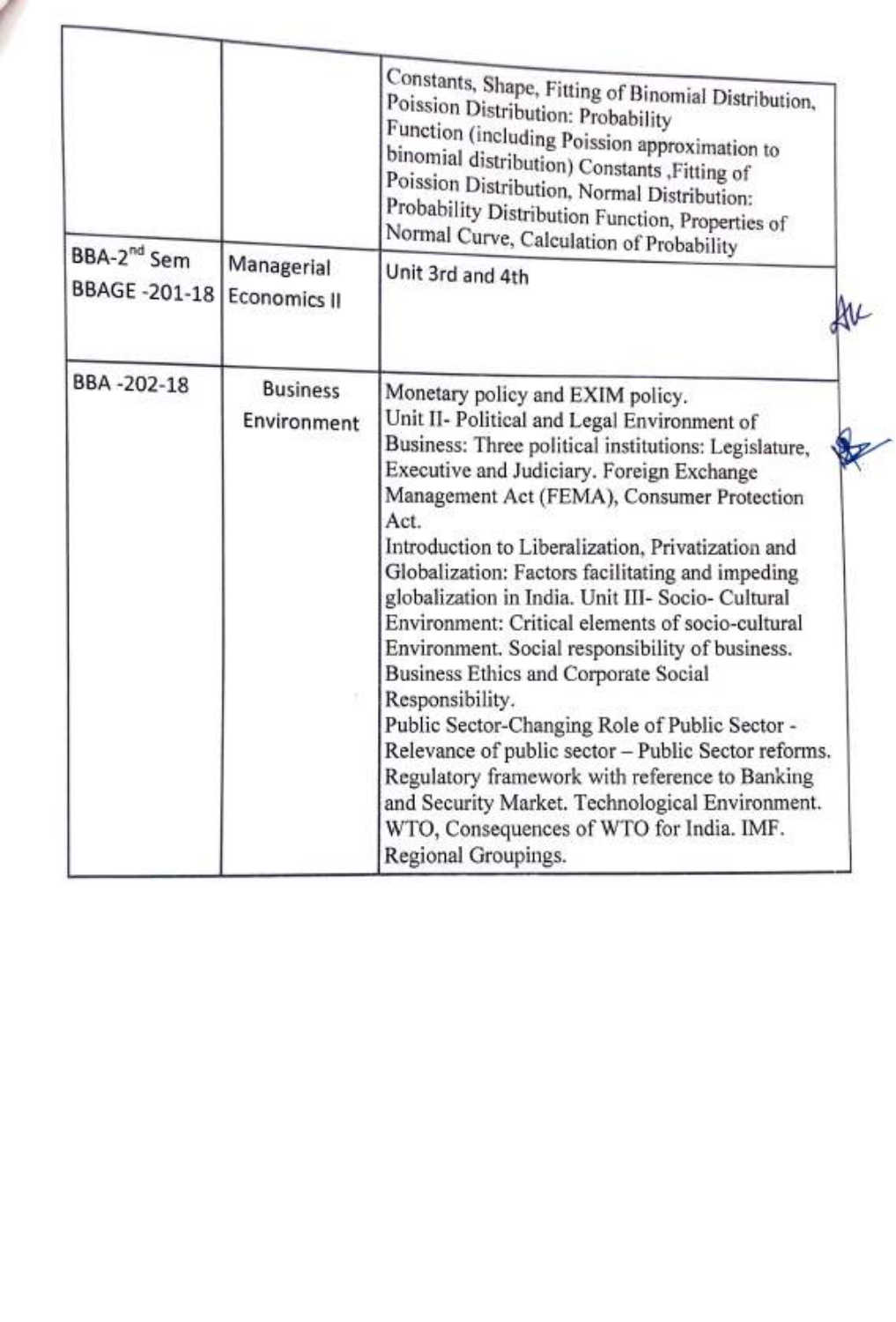|  |  |  |
|---|---|---|
|  |  | Constants, Shape, Fitting of Binomial Distribution, Poission Distribution: Probability Function (including Poission approximation to binomial distribution) Constants ,Fitting of Poission Distribution, Normal Distribution: Probability Distribution Function, Properties of Normal Curve, Calculation of Probability |
| BBA-2nd Sem BBAGE -201-18 | Managerial Economics II | Unit 3rd and 4th |
| BBA -202-18 | Business Environment | Monetary policy and EXIM policy. Unit II- Political and Legal Environment of Business: Three political institutions: Legislature, Executive and Judiciary. Foreign Exchange Management Act (FEMA), Consumer Protection Act. Introduction to Liberalization, Privatization and Globalization: Factors facilitating and impeding globalization in India. Unit III- Socio- Cultural Environment: Critical elements of socio-cultural Environment. Social responsibility of business. Business Ethics and Corporate Social Responsibility. Public Sector-Changing Role of Public Sector - Relevance of public sector – Public Sector reforms. Regulatory framework with reference to Banking and Security Market. Technological Environment. WTO, Consequences of WTO for India. IMF. Regional Groupings. |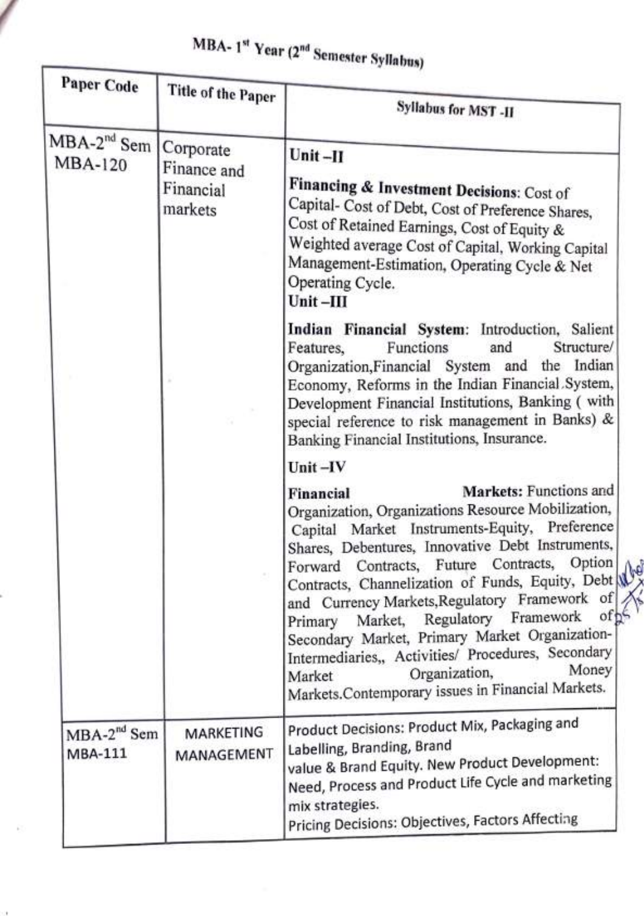## MBA- 1st Year (2nd Semester Syllabus)

| Paper Code | Title of the Paper | Syllabus for MST -II |
|---|---|---|
| MBA-2nd Sem MBA-120 | Corporate Finance and Financial markets | **Unit –II**<br><br>**Financing & Investment Decisions**: Cost of Capital- Cost of Debt, Cost of Preference Shares, Cost of Retained Earnings, Cost of Equity & Weighted average Cost of Capital, Working Capital Management-Estimation, Operating Cycle & Net Operating Cycle.<br>**Unit –III**<br><br>**Indian Financial System**: Introduction, Salient Features, Functions and Structure/ Organization,Financial System and the Indian Economy, Reforms in the Indian Financial System, Development Financial Institutions, Banking ( with special reference to risk management in Banks) & Banking Financial Institutions, Insurance.<br><br>**Unit –IV**<br><br>**Financial Markets:** Functions and Organization, Organizations Resource Mobilization, Capital Market Instruments-Equity, Preference Shares, Debentures, Innovative Debt Instruments, Forward Contracts, Future Contracts, Option Contracts, Channelization of Funds, Equity, Debt and Currency Markets,Regulatory Framework of Primary Market, Regulatory Framework of Secondary Market, Primary Market Organization-Intermediaries,, Activities/ Procedures, Secondary Market Organization, Money Markets.Contemporary issues in Financial Markets. |
| MBA-2nd Sem MBA-111 | MARKETING MANAGEMENT | Product Decisions: Product Mix, Packaging and Labelling, Branding, Brand value & Brand Equity. New Product Development: Need, Process and Product Life Cycle and marketing mix strategies.<br>Pricing Decisions: Objectives, Factors Affecting |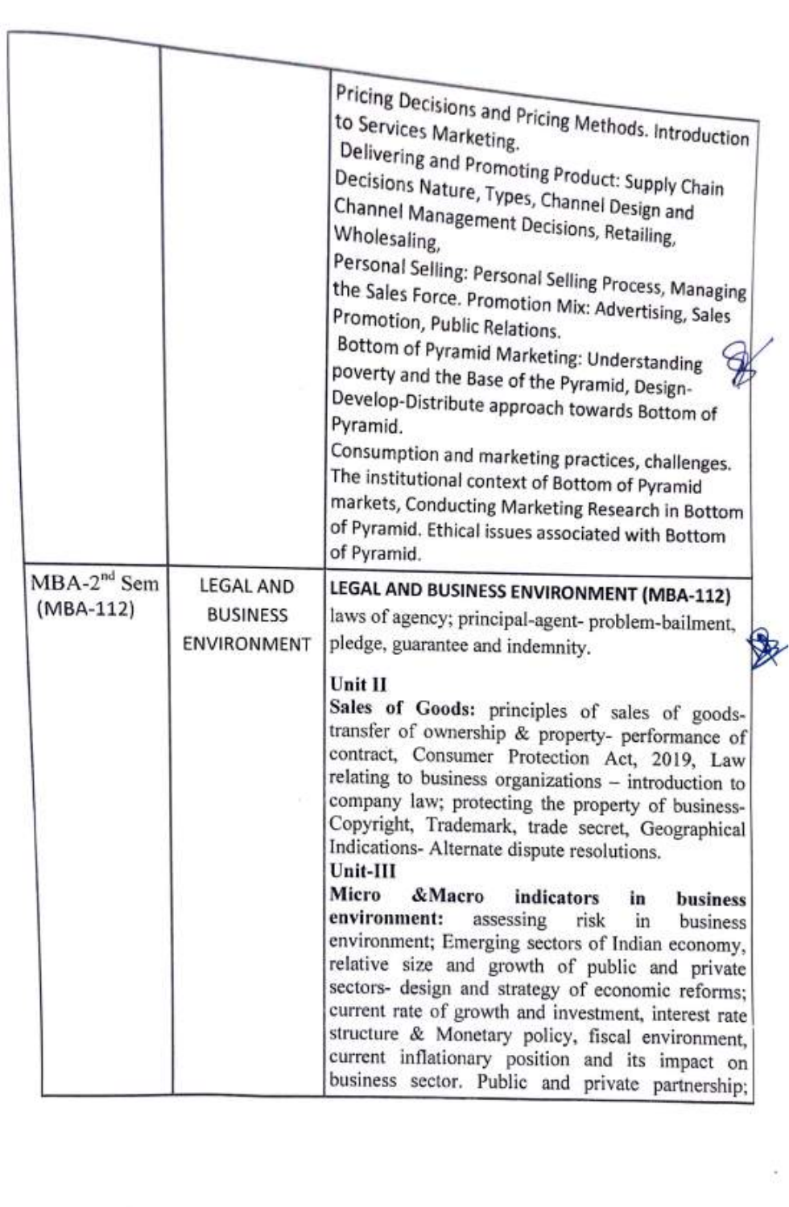| | | |
|---|---|---|
| | | Pricing Decisions and Pricing Methods. Introduction to Services Marketing.<br>Delivering and Promoting Product: Supply Chain Decisions Nature, Types, Channel Design and Channel Management Decisions, Retailing, Wholesaling,<br>Personal Selling: Personal Selling Process, Managing the Sales Force. Promotion Mix: Advertising, Sales Promotion, Public Relations.<br>Bottom of Pyramid Marketing: Understanding poverty and the Base of the Pyramid, Design-Develop-Distribute approach towards Bottom of Pyramid.<br>Consumption and marketing practices, challenges. The institutional context of Bottom of Pyramid markets, Conducting Marketing Research in Bottom of Pyramid. Ethical issues associated with Bottom of Pyramid. |
| MBA-2nd Sem (MBA-112) | LEGAL AND BUSINESS ENVIRONMENT | **LEGAL AND BUSINESS ENVIRONMENT (MBA-112)**<br>laws of agency; principal-agent- problem-bailment, pledge, guarantee and indemnity.<br>**Unit II**<br>**Sales of Goods:** principles of sales of goods-transfer of ownership & property- performance of contract, Consumer Protection Act, 2019, Law relating to business organizations – introduction to company law; protecting the property of business- Copyright, Trademark, trade secret, Geographical Indications- Alternate dispute resolutions.<br>**Unit-III**<br>**Micro &Macro indicators in business environment:** assessing risk in business environment; Emerging sectors of Indian economy, relative size and growth of public and private sectors- design and strategy of economic reforms; current rate of growth and investment, interest rate structure & Monetary policy, fiscal environment, current inflationary position and its impact on business sector. Public and private partnership; |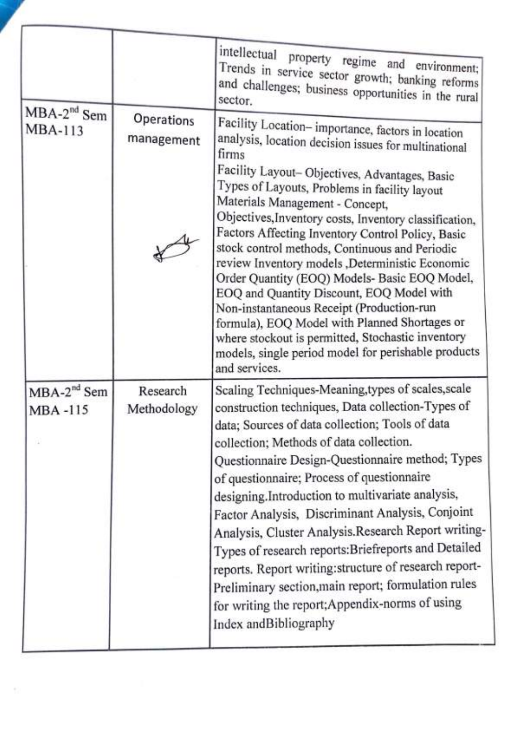|  |  |  |
|---|---|---|
|  |  | intellectual property regime and environment; Trends in service sector growth; banking reforms and challenges; business opportunities in the rural sector. |
| MBA-2nd Sem MBA-113 | Operations management | Facility Location– importance, factors in location analysis, location decision issues for multinational firms<br>Facility Layout– Objectives, Advantages, Basic Types of Layouts, Problems in facility layout<br>Materials Management - Concept, Objectives,Inventory costs, Inventory classification, Factors Affecting Inventory Control Policy, Basic stock control methods, Continuous and Periodic review Inventory models ,Deterministic Economic Order Quantity (EOQ) Models- Basic EOQ Model, EOQ and Quantity Discount, EOQ Model with Non-instantaneous Receipt (Production-run formula), EOQ Model with Planned Shortages or where stockout is permitted, Stochastic inventory models, single period model for perishable products and services. |
| MBA-2nd Sem MBA -115 | Research Methodology | Scaling Techniques-Meaning,types of scales,scale construction techniques, Data collection-Types of data; Sources of data collection; Tools of data collection; Methods of data collection.<br>Questionnaire Design-Questionnaire method; Types of questionnaire; Process of questionnaire designing.Introduction to multivariate analysis, Factor Analysis, Discriminant Analysis, Conjoint Analysis, Cluster Analysis.Research Report writing-Types of research reports:Briefreports and Detailed reports. Report writing:structure of research report-Preliminary section,main report; formulation rules for writing the report;Appendix-norms of using Index andBibliography |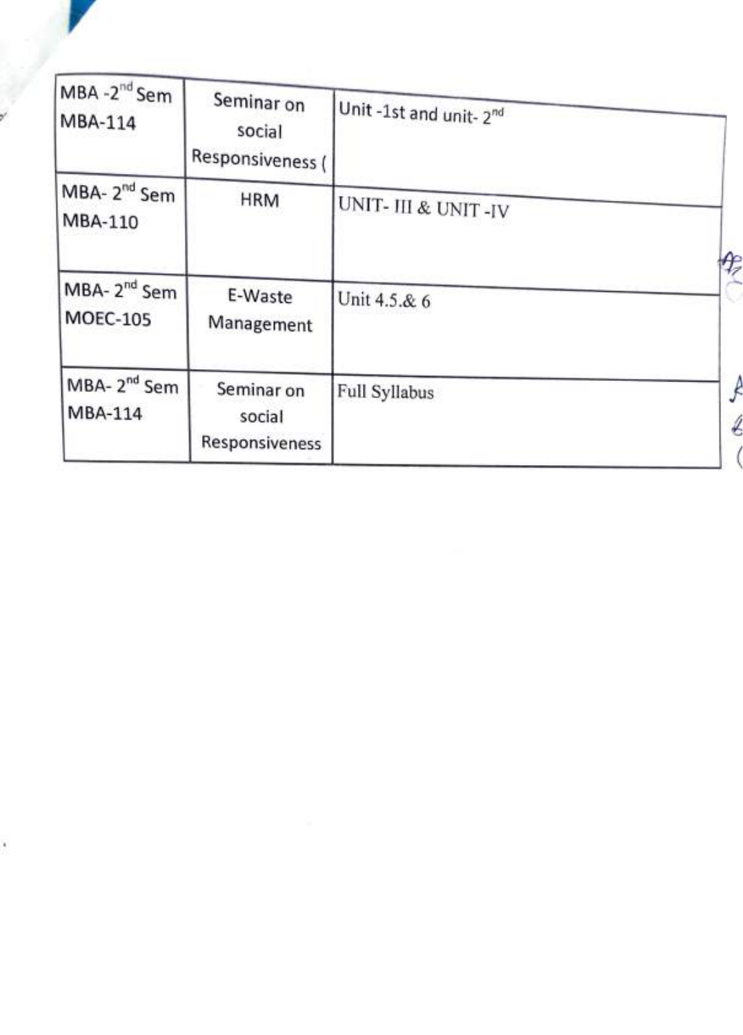| MBA -2nd Sem MBA-114 | Seminar on social Responsiveness ( | Unit -1st and unit- 2nd |
|---|---|---|
| MBA- 2nd Sem MBA-110 | HRM | UNIT- III & UNIT -IV |
| MBA- 2nd Sem MOEC-105 | E-Waste Management | Unit 4.5.& 6 |
| MBA- 2nd Sem MBA-114 | Seminar on social Responsiveness | Full Syllabus |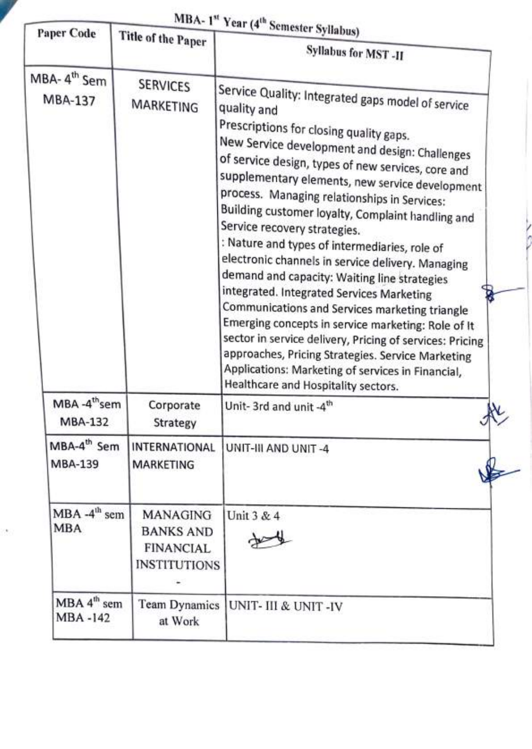## MBA- 1st Year (4th Semester Syllabus)

| Paper Code | Title of the Paper | Syllabus for MST -II |
| --- | --- | --- |
| MBA- 4th Sem MBA-137 | SERVICES MARKETING | Service Quality: Integrated gaps model of service quality and Prescriptions for closing quality gaps. New Service development and design: Challenges of service design, types of new services, core and supplementary elements, new service development process. Managing relationships in Services: Building customer loyalty, Complaint handling and Service recovery strategies. : Nature and types of intermediaries, role of electronic channels in service delivery. Managing demand and capacity: Waiting line strategies integrated. Integrated Services Marketing Communications and Services marketing triangle Emerging concepts in service marketing: Role of It sector in service delivery, Pricing of services: Pricing approaches, Pricing Strategies. Service Marketing Applications: Marketing of services in Financial, Healthcare and Hospitality sectors. |
| MBA -4thsem MBA-132 | Corporate Strategy | Unit- 3rd and unit -4th |
| MBA-4th Sem MBA-139 | INTERNATIONAL MARKETING | UNIT-III AND UNIT -4 |
| MBA -4th sem MBA | MANAGING BANKS AND FINANCIAL INSTITUTIONS - | Unit 3 & 4 |
| MBA 4th sem MBA -142 | Team Dynamics at Work | UNIT- III & UNIT -IV |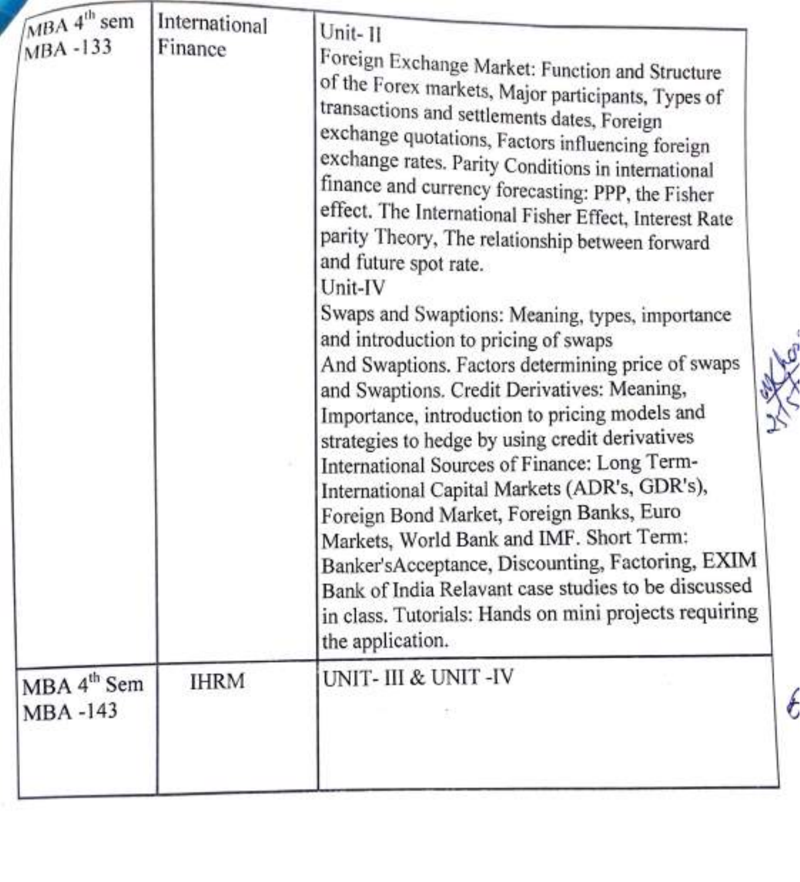| | | |
|---|---|---|
| MBA 4th sem<br>MBA -133 | International Finance | Unit- II<br>Foreign Exchange Market: Function and Structure of the Forex markets, Major participants, Types of transactions and settlements dates, Foreign exchange quotations, Factors influencing foreign exchange rates. Parity Conditions in international finance and currency forecasting: PPP, the Fisher effect. The International Fisher Effect, Interest Rate parity Theory, The relationship between forward and future spot rate.<br>Unit-IV<br>Swaps and Swaptions: Meaning, types, importance and introduction to pricing of swaps<br>And Swaptions. Factors determining price of swaps and Swaptions. Credit Derivatives: Meaning, Importance, introduction to pricing models and strategies to hedge by using credit derivatives<br>International Sources of Finance: Long Term-International Capital Markets (ADR's, GDR's), Foreign Bond Market, Foreign Banks, Euro Markets, World Bank and IMF. Short Term: Banker'sAcceptance, Discounting, Factoring, EXIM Bank of India Relavant case studies to be discussed in class. Tutorials: Hands on mini projects requiring the application. |
| MBA 4th Sem<br>MBA -143 | IHRM | UNIT- III & UNIT -IV |